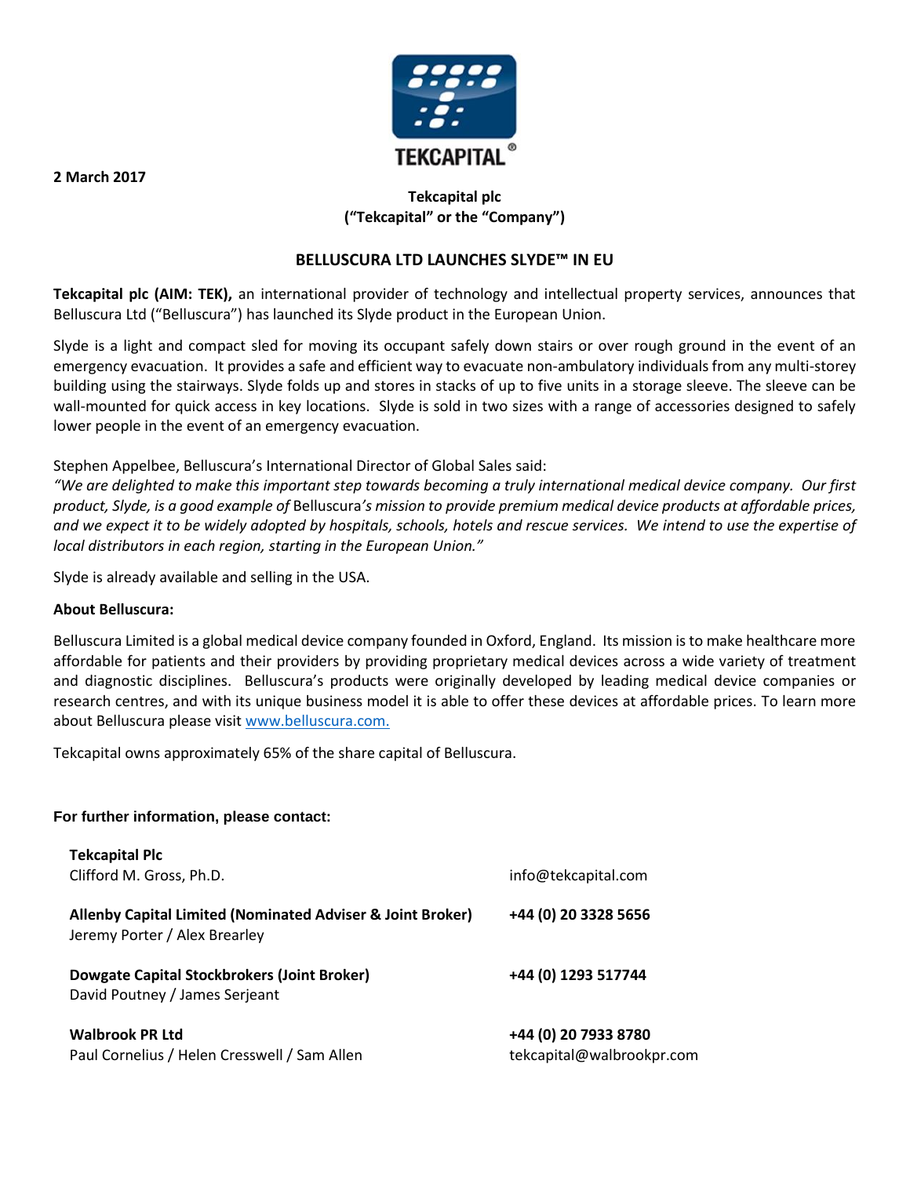**2 March 2017**

**Tekcapital plc**
**("Tekcapital" or the "Company")**

## BELLUSCURA LTD LAUNCHES SLYDE™ IN EU

**Tekcapital plc (AIM: TEK),** an international provider of technology and intellectual property services, announces that Belluscura Ltd ("Belluscura") has launched its Slyde product in the European Union.

Slyde is a light and compact sled for moving its occupant safely down stairs or over rough ground in the event of an emergency evacuation. It provides a safe and efficient way to evacuate non-ambulatory individuals from any multi-storey building using the stairways. Slyde folds up and stores in stacks of up to five units in a storage sleeve. The sleeve can be wall-mounted for quick access in key locations. Slyde is sold in two sizes with a range of accessories designed to safely lower people in the event of an emergency evacuation.

Stephen Appelbee, Belluscura's International Director of Global Sales said:
*"We are delighted to make this important step towards becoming a truly international medical device company. Our first product, Slyde, is a good example of* Belluscura*'s mission to provide premium medical device products at affordable prices, and we expect it to be widely adopted by hospitals, schools, hotels and rescue services. We intend to use the expertise of local distributors in each region, starting in the European Union."*

Slyde is already available and selling in the USA.

**About Belluscura:**

Belluscura Limited is a global medical device company founded in Oxford, England. Its mission is to make healthcare more affordable for patients and their providers by providing proprietary medical devices across a wide variety of treatment and diagnostic disciplines. Belluscura's products were originally developed by leading medical device companies or research centres, and with its unique business model it is able to offer these devices at affordable prices. To learn more about Belluscura please visit www.belluscura.com.

Tekcapital owns approximately 65% of the share capital of Belluscura.

**For further information, please contact:**

| | |
|---|---|
| **Tekcapital Plc**<br>Clifford M. Gross, Ph.D. | info@tekcapital.com |
| **Allenby Capital Limited (Nominated Adviser & Joint Broker)**<br>Jeremy Porter / Alex Brearley | **+44 (0) 20 3328 5656** |
| **Dowgate Capital Stockbrokers (Joint Broker)**<br>David Poutney / James Serjeant | **+44 (0) 1293 517744** |
| **Walbrook PR Ltd**<br>Paul Cornelius / Helen Cresswell / Sam Allen | **+44 (0) 20 7933 8780**<br>tekcapital@walbrookpr.com |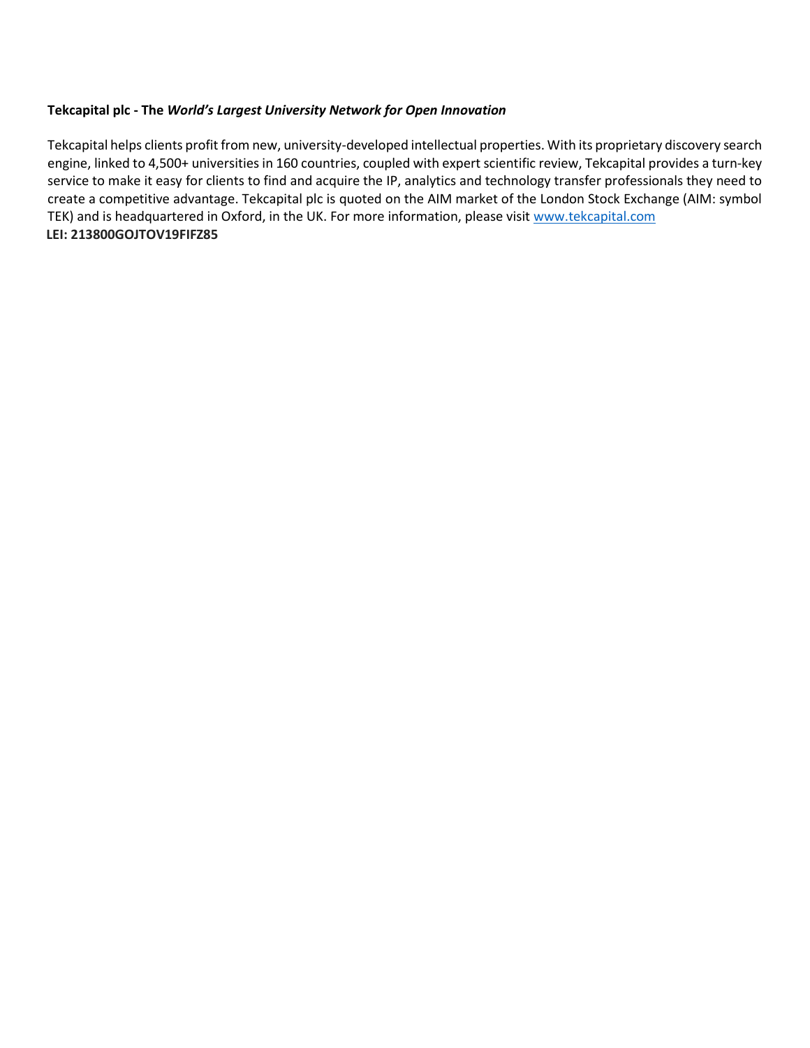**Tekcapital plc - The *World's Largest University Network for Open Innovation***

Tekcapital helps clients profit from new, university-developed intellectual properties. With its proprietary discovery search engine, linked to 4,500+ universities in 160 countries, coupled with expert scientific review, Tekcapital provides a turn-key service to make it easy for clients to find and acquire the IP, analytics and technology transfer professionals they need to create a competitive advantage. Tekcapital plc is quoted on the AIM market of the London Stock Exchange (AIM: symbol TEK) and is headquartered in Oxford, in the UK. For more information, please visit [www.tekcapital.com](http://www.tekcapital.com)

**LEI: 213800GOJTOV19FIFZ85**